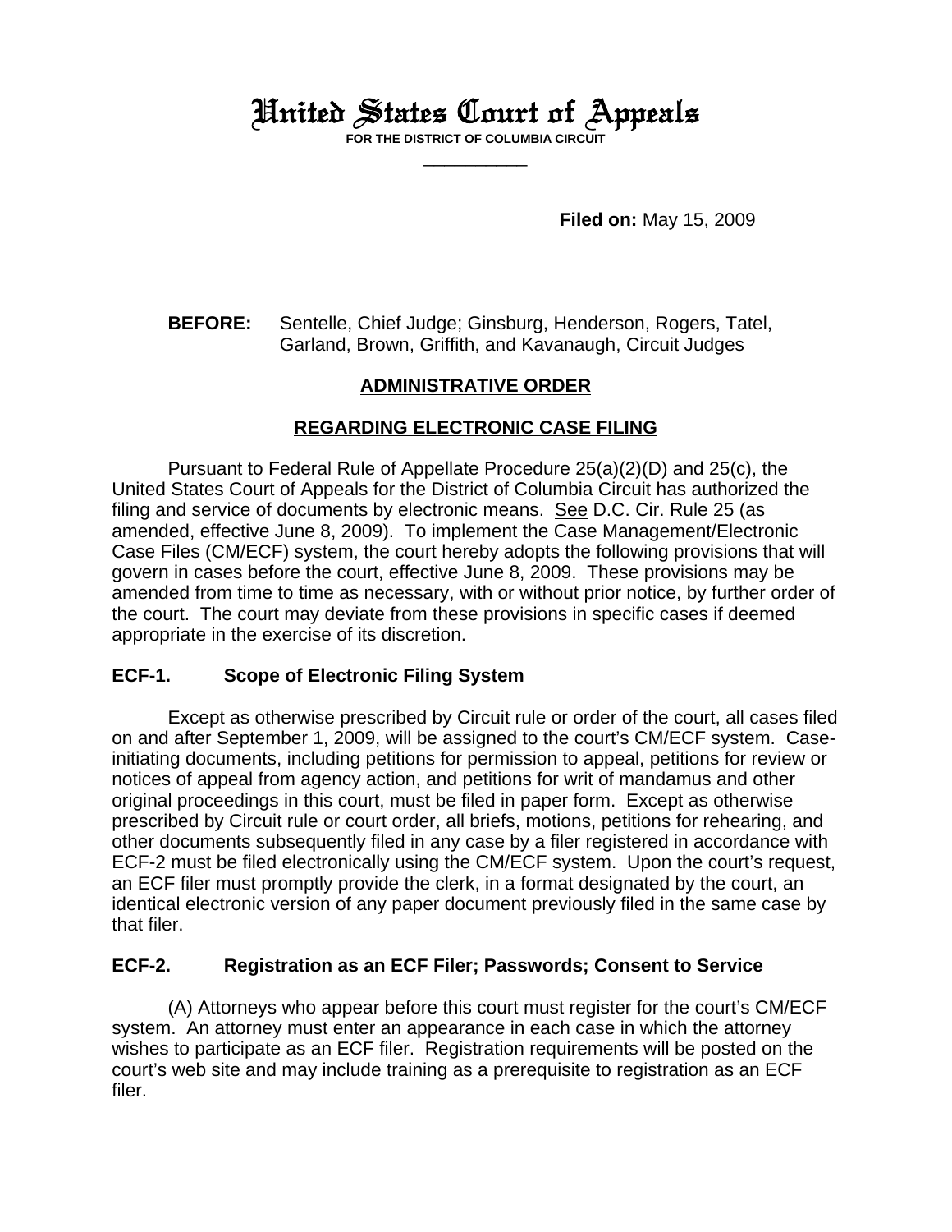# United States Court of Appeals

**FOR THE DISTRICT OF COLUMBIA CIRCUIT**

\_\_\_\_\_\_\_\_\_\_\_\_

**Filed on:** May 15, 2009

**BEFORE:** Sentelle, Chief Judge; Ginsburg, Henderson, Rogers, Tatel, Garland, Brown, Griffith, and Kavanaugh, Circuit Judges

## ADMINISTRATIVE ORDER

## REGARDING ELECTRONIC CASE FILING

Pursuant to Federal Rule of Appellate Procedure 25(a)(2)(D) and 25(c), the United States Court of Appeals for the District of Columbia Circuit has authorized the filing and service of documents by electronic means. See D.C. Cir. Rule 25 (as amended, effective June 8, 2009). To implement the Case Management/Electronic Case Files (CM/ECF) system, the court hereby adopts the following provisions that will govern in cases before the court, effective June 8, 2009. These provisions may be amended from time to time as necessary, with or without prior notice, by further order of the court. The court may deviate from these provisions in specific cases if deemed appropriate in the exercise of its discretion.

### ECF-1. Scope of Electronic Filing System

Except as otherwise prescribed by Circuit rule or order of the court, all cases filed on and after September 1, 2009, will be assigned to the court's CM/ECF system. Case-initiating documents, including petitions for permission to appeal, petitions for review or notices of appeal from agency action, and petitions for writ of mandamus and other original proceedings in this court, must be filed in paper form. Except as otherwise prescribed by Circuit rule or court order, all briefs, motions, petitions for rehearing, and other documents subsequently filed in any case by a filer registered in accordance with ECF-2 must be filed electronically using the CM/ECF system. Upon the court's request, an ECF filer must promptly provide the clerk, in a format designated by the court, an identical electronic version of any paper document previously filed in the same case by that filer.

### ECF-2. Registration as an ECF Filer; Passwords; Consent to Service

(A) Attorneys who appear before this court must register for the court's CM/ECF system. An attorney must enter an appearance in each case in which the attorney wishes to participate as an ECF filer. Registration requirements will be posted on the court's web site and may include training as a prerequisite to registration as an ECF filer.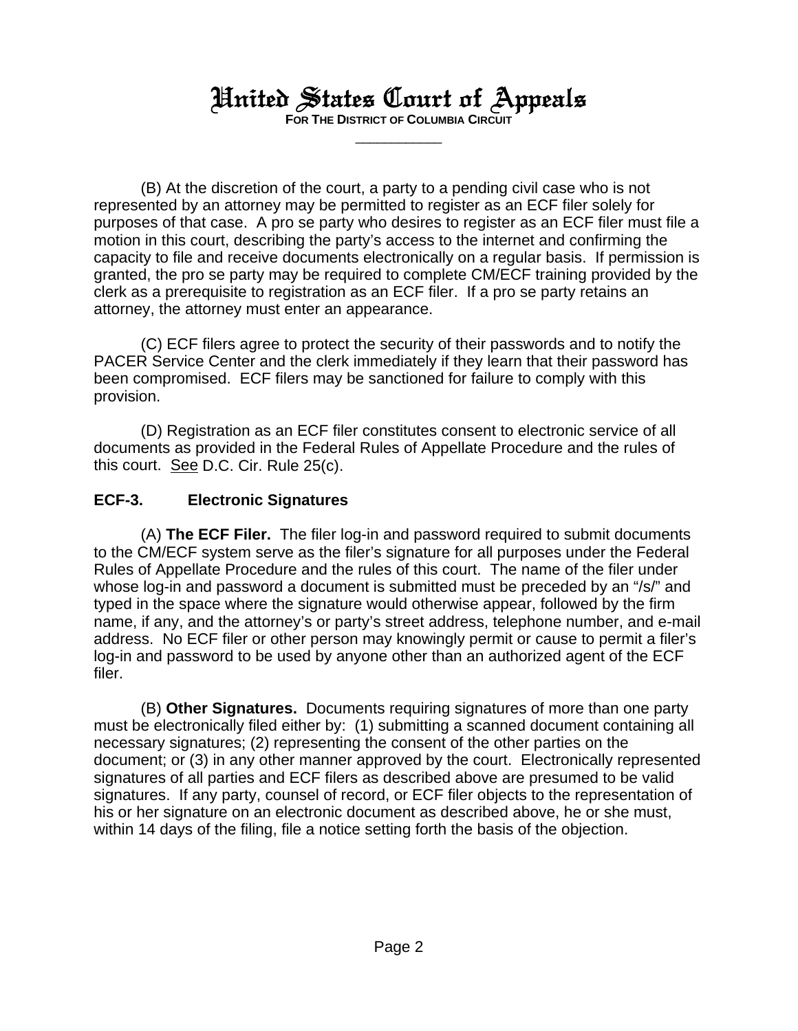(B) At the discretion of the court, a party to a pending civil case who is not represented by an attorney may be permitted to register as an ECF filer solely for purposes of that case. A pro se party who desires to register as an ECF filer must file a motion in this court, describing the party's access to the internet and confirming the capacity to file and receive documents electronically on a regular basis. If permission is granted, the pro se party may be required to complete CM/ECF training provided by the clerk as a prerequisite to registration as an ECF filer. If a pro se party retains an attorney, the attorney must enter an appearance.

(C) ECF filers agree to protect the security of their passwords and to notify the PACER Service Center and the clerk immediately if they learn that their password has been compromised. ECF filers may be sanctioned for failure to comply with this provision.

(D) Registration as an ECF filer constitutes consent to electronic service of all documents as provided in the Federal Rules of Appellate Procedure and the rules of this court. See D.C. Cir. Rule 25(c).

**ECF-3. Electronic Signatures**

(A) **The ECF Filer.** The filer log-in and password required to submit documents to the CM/ECF system serve as the filer's signature for all purposes under the Federal Rules of Appellate Procedure and the rules of this court. The name of the filer under whose log-in and password a document is submitted must be preceded by an "/s/" and typed in the space where the signature would otherwise appear, followed by the firm name, if any, and the attorney's or party's street address, telephone number, and e-mail address. No ECF filer or other person may knowingly permit or cause to permit a filer's log-in and password to be used by anyone other than an authorized agent of the ECF filer.

(B) **Other Signatures.** Documents requiring signatures of more than one party must be electronically filed either by: (1) submitting a scanned document containing all necessary signatures; (2) representing the consent of the other parties on the document; or (3) in any other manner approved by the court. Electronically represented signatures of all parties and ECF filers as described above are presumed to be valid signatures. If any party, counsel of record, or ECF filer objects to the representation of his or her signature on an electronic document as described above, he or she must, within 14 days of the filing, file a notice setting forth the basis of the objection.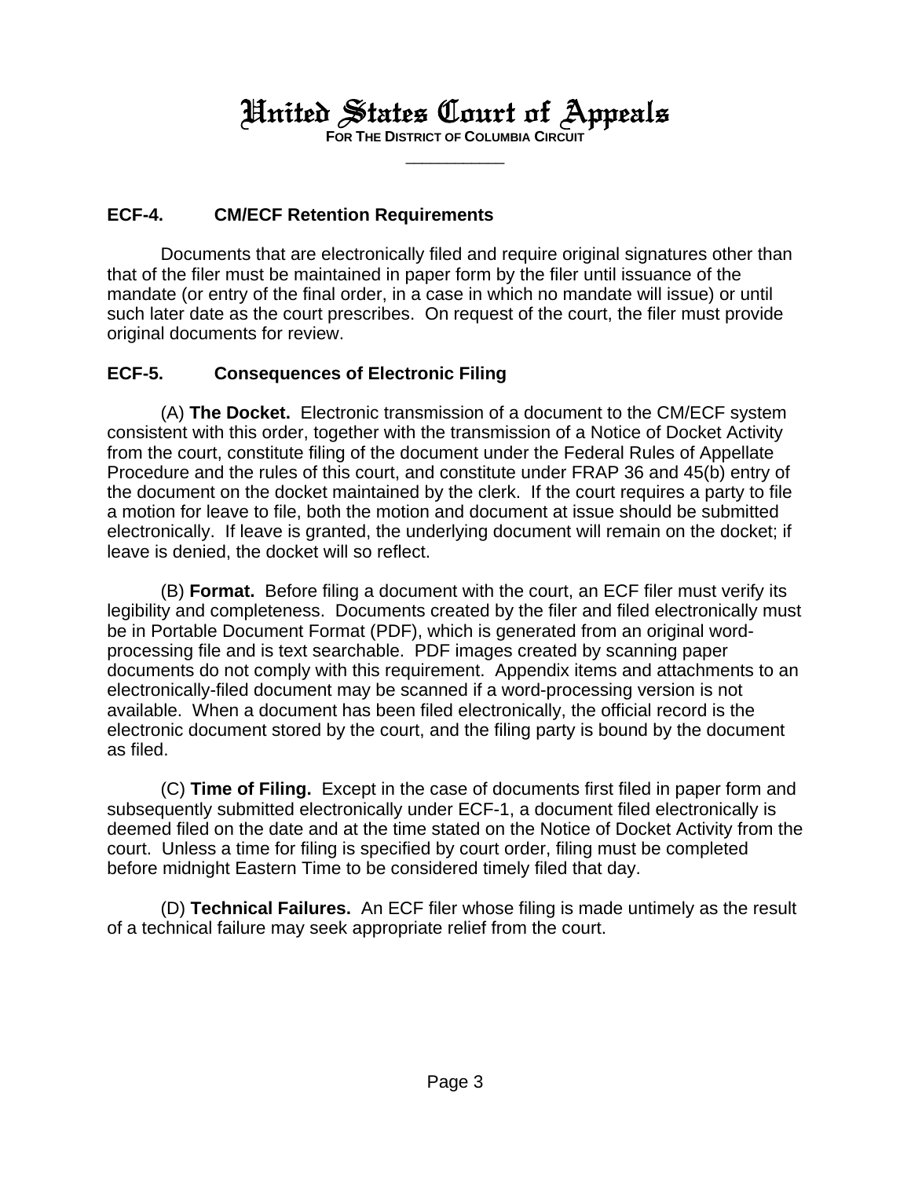# United States Court of Appeals

FOR THE DISTRICT OF COLUMBIA CIRCUIT

## ECF-4. CM/ECF Retention Requirements

Documents that are electronically filed and require original signatures other than that of the filer must be maintained in paper form by the filer until issuance of the mandate (or entry of the final order, in a case in which no mandate will issue) or until such later date as the court prescribes. On request of the court, the filer must provide original documents for review.

## ECF-5. Consequences of Electronic Filing

(A) **The Docket.** Electronic transmission of a document to the CM/ECF system consistent with this order, together with the transmission of a Notice of Docket Activity from the court, constitute filing of the document under the Federal Rules of Appellate Procedure and the rules of this court, and constitute under FRAP 36 and 45(b) entry of the document on the docket maintained by the clerk. If the court requires a party to file a motion for leave to file, both the motion and document at issue should be submitted electronically. If leave is granted, the underlying document will remain on the docket; if leave is denied, the docket will so reflect.

(B) **Format.** Before filing a document with the court, an ECF filer must verify its legibility and completeness. Documents created by the filer and filed electronically must be in Portable Document Format (PDF), which is generated from an original word-processing file and is text searchable. PDF images created by scanning paper documents do not comply with this requirement. Appendix items and attachments to an electronically-filed document may be scanned if a word-processing version is not available. When a document has been filed electronically, the official record is the electronic document stored by the court, and the filing party is bound by the document as filed.

(C) **Time of Filing.** Except in the case of documents first filed in paper form and subsequently submitted electronically under ECF-1, a document filed electronically is deemed filed on the date and at the time stated on the Notice of Docket Activity from the court. Unless a time for filing is specified by court order, filing must be completed before midnight Eastern Time to be considered timely filed that day.

(D) **Technical Failures.** An ECF filer whose filing is made untimely as the result of a technical failure may seek appropriate relief from the court.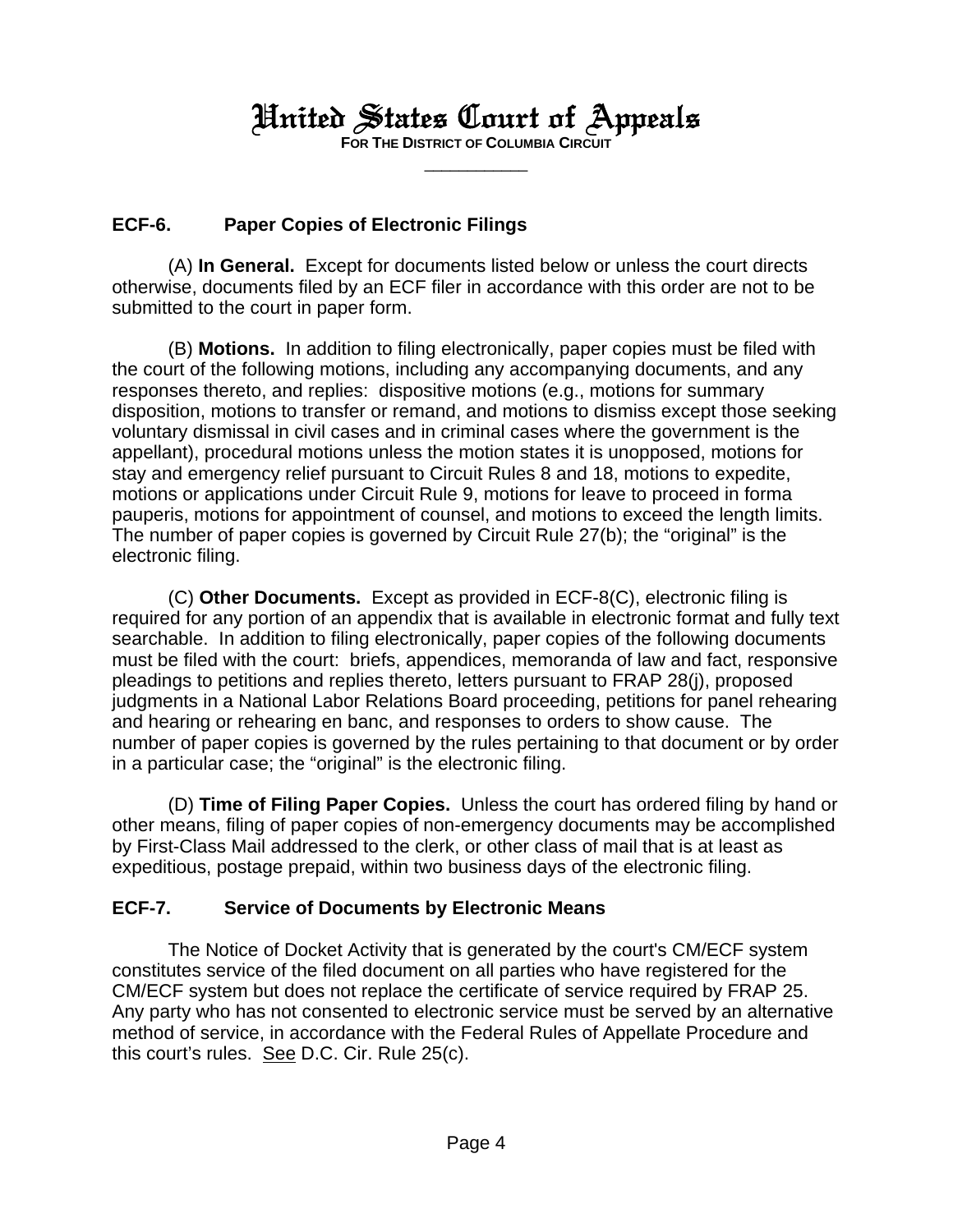# United States Court of Appeals

**FOR THE DISTRICT OF COLUMBIA CIRCUIT**

\_\_\_\_\_\_\_\_\_\_\_\_

## ECF-6. Paper Copies of Electronic Filings

(A) **In General.** Except for documents listed below or unless the court directs otherwise, documents filed by an ECF filer in accordance with this order are not to be submitted to the court in paper form.

(B) **Motions.** In addition to filing electronically, paper copies must be filed with the court of the following motions, including any accompanying documents, and any responses thereto, and replies: dispositive motions (e.g., motions for summary disposition, motions to transfer or remand, and motions to dismiss except those seeking voluntary dismissal in civil cases and in criminal cases where the government is the appellant), procedural motions unless the motion states it is unopposed, motions for stay and emergency relief pursuant to Circuit Rules 8 and 18, motions to expedite, motions or applications under Circuit Rule 9, motions for leave to proceed in forma pauperis, motions for appointment of counsel, and motions to exceed the length limits. The number of paper copies is governed by Circuit Rule 27(b); the "original" is the electronic filing.

(C) **Other Documents.** Except as provided in ECF-8(C), electronic filing is required for any portion of an appendix that is available in electronic format and fully text searchable. In addition to filing electronically, paper copies of the following documents must be filed with the court: briefs, appendices, memoranda of law and fact, responsive pleadings to petitions and replies thereto, letters pursuant to FRAP 28(j), proposed judgments in a National Labor Relations Board proceeding, petitions for panel rehearing and hearing or rehearing en banc, and responses to orders to show cause. The number of paper copies is governed by the rules pertaining to that document or by order in a particular case; the "original" is the electronic filing.

(D) **Time of Filing Paper Copies.** Unless the court has ordered filing by hand or other means, filing of paper copies of non-emergency documents may be accomplished by First-Class Mail addressed to the clerk, or other class of mail that is at least as expeditious, postage prepaid, within two business days of the electronic filing.

## ECF-7. Service of Documents by Electronic Means

The Notice of Docket Activity that is generated by the court's CM/ECF system constitutes service of the filed document on all parties who have registered for the CM/ECF system but does not replace the certificate of service required by FRAP 25. Any party who has not consented to electronic service must be served by an alternative method of service, in accordance with the Federal Rules of Appellate Procedure and this court's rules. See D.C. Cir. Rule 25(c).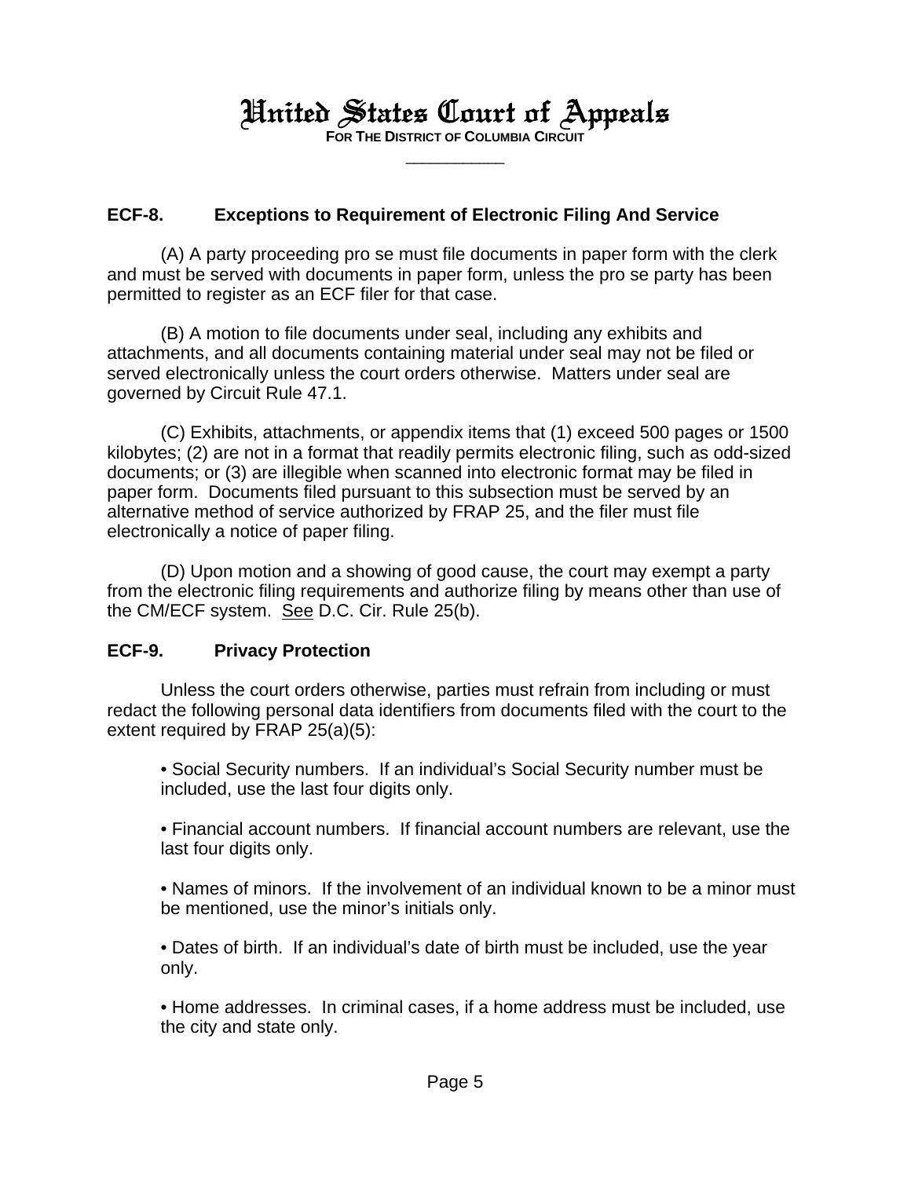# United States Court of Appeals

**FOR THE DISTRICT OF COLUMBIA CIRCUIT**

## ECF-8. Exceptions to Requirement of Electronic Filing And Service

(A) A party proceeding pro se must file documents in paper form with the clerk and must be served with documents in paper form, unless the pro se party has been permitted to register as an ECF filer for that case.

(B) A motion to file documents under seal, including any exhibits and attachments, and all documents containing material under seal may not be filed or served electronically unless the court orders otherwise. Matters under seal are governed by Circuit Rule 47.1.

(C) Exhibits, attachments, or appendix items that (1) exceed 500 pages or 1500 kilobytes; (2) are not in a format that readily permits electronic filing, such as odd-sized documents; or (3) are illegible when scanned into electronic format may be filed in paper form. Documents filed pursuant to this subsection must be served by an alternative method of service authorized by FRAP 25, and the filer must file electronically a notice of paper filing.

(D) Upon motion and a showing of good cause, the court may exempt a party from the electronic filing requirements and authorize filing by means other than use of the CM/ECF system. See D.C. Cir. Rule 25(b).

## ECF-9. Privacy Protection

Unless the court orders otherwise, parties must refrain from including or must redact the following personal data identifiers from documents filed with the court to the extent required by FRAP 25(a)(5):

- Social Security numbers. If an individual's Social Security number must be included, use the last four digits only.
- Financial account numbers. If financial account numbers are relevant, use the last four digits only.
- Names of minors. If the involvement of an individual known to be a minor must be mentioned, use the minor's initials only.
- Dates of birth. If an individual's date of birth must be included, use the year only.
- Home addresses. In criminal cases, if a home address must be included, use the city and state only.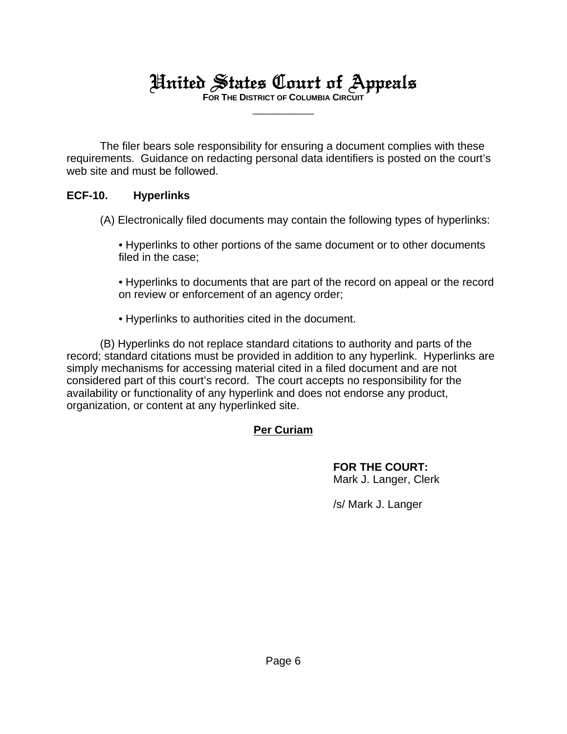# United States Court of Appeals

**FOR THE DISTRICT OF COLUMBIA CIRCUIT**

\_\_\_\_\_\_\_\_\_\_\_\_

The filer bears sole responsibility for ensuring a document complies with these requirements. Guidance on redacting personal data identifiers is posted on the court's web site and must be followed.

**ECF-10. Hyperlinks**

(A) Electronically filed documents may contain the following types of hyperlinks:

- Hyperlinks to other portions of the same document or to other documents filed in the case;
- Hyperlinks to documents that are part of the record on appeal or the record on review or enforcement of an agency order;
- Hyperlinks to authorities cited in the document.

(B) Hyperlinks do not replace standard citations to authority and parts of the record; standard citations must be provided in addition to any hyperlink. Hyperlinks are simply mechanisms for accessing material cited in a filed document and are not considered part of this court's record. The court accepts no responsibility for the availability or functionality of any hyperlink and does not endorse any product, organization, or content at any hyperlinked site.

**Per Curiam**

**FOR THE COURT:**
Mark J. Langer, Clerk

/s/ Mark J. Langer